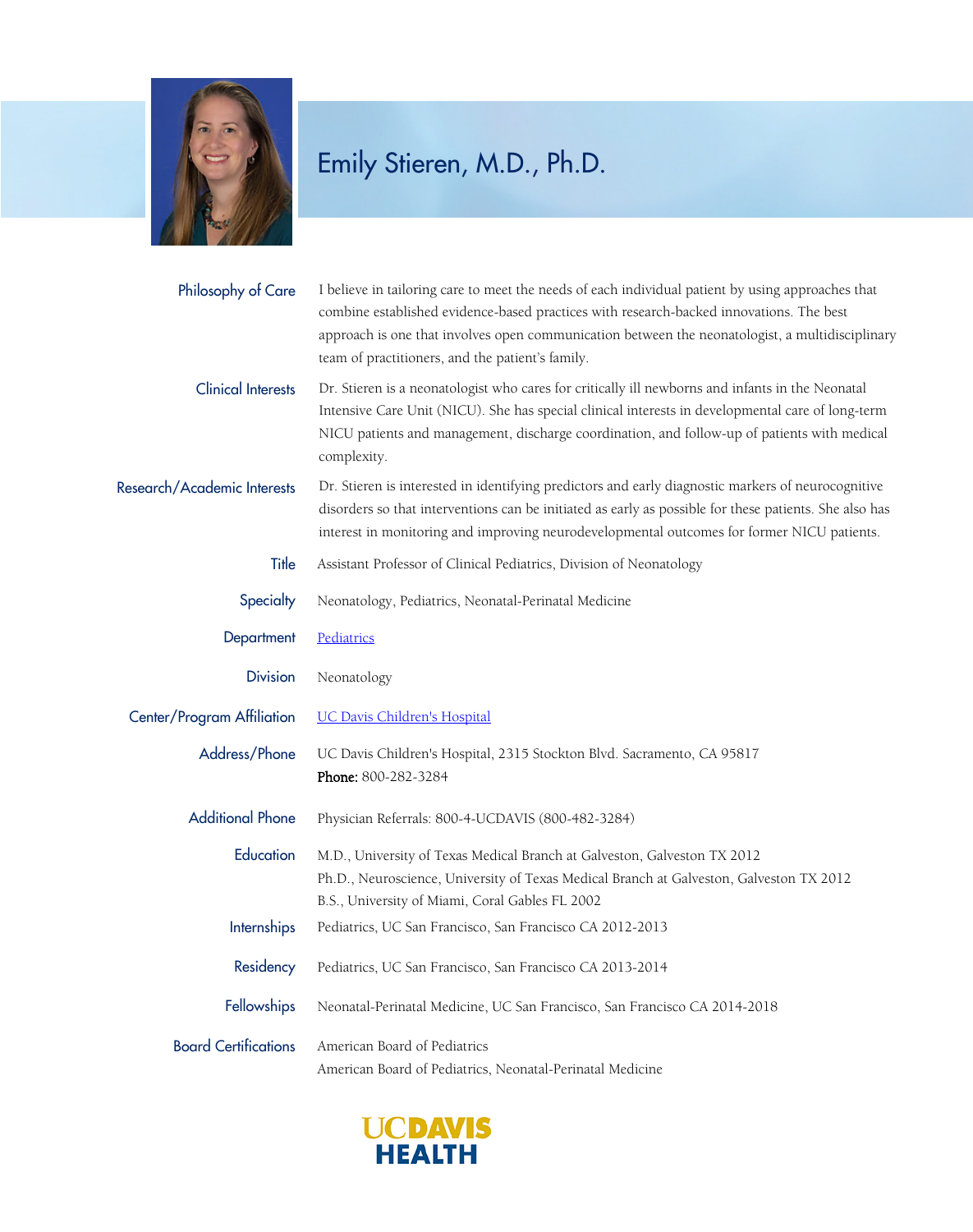# Emily Stieren, M.D., Ph.D.

**Philosophy of Care**
I believe in tailoring care to meet the needs of each individual patient by using approaches that combine established evidence-based practices with research-backed innovations. The best approach is one that involves open communication between the neonatologist, a multidisciplinary team of practitioners, and the patient's family.

**Clinical Interests**
Dr. Stieren is a neonatologist who cares for critically ill newborns and infants in the Neonatal Intensive Care Unit (NICU). She has special clinical interests in developmental care of long-term NICU patients and management, discharge coordination, and follow-up of patients with medical complexity.

**Research/Academic Interests**
Dr. Stieren is interested in identifying predictors and early diagnostic markers of neurocognitive disorders so that interventions can be initiated as early as possible for these patients. She also has interest in monitoring and improving neurodevelopmental outcomes for former NICU patients.

**Title**
Assistant Professor of Clinical Pediatrics, Division of Neonatology

**Specialty**
Neonatology, Pediatrics, Neonatal-Perinatal Medicine

**Department**
Pediatrics

**Division**
Neonatology

**Center/Program Affiliation**
UC Davis Children's Hospital

**Address/Phone**
UC Davis Children's Hospital, 2315 Stockton Blvd. Sacramento, CA 95817
**Phone:** 800-282-3284

**Additional Phone**
Physician Referrals: 800-4-UCDAVIS (800-482-3284)

**Education**
M.D., University of Texas Medical Branch at Galveston, Galveston TX 2012
Ph.D., Neuroscience, University of Texas Medical Branch at Galveston, Galveston TX 2012
B.S., University of Miami, Coral Gables FL 2002

**Internships**
Pediatrics, UC San Francisco, San Francisco CA 2012-2013

**Residency**
Pediatrics, UC San Francisco, San Francisco CA 2013-2014

**Fellowships**
Neonatal-Perinatal Medicine, UC San Francisco, San Francisco CA 2014-2018

**Board Certifications**
American Board of Pediatrics
American Board of Pediatrics, Neonatal-Perinatal Medicine

UC DAVIS HEALTH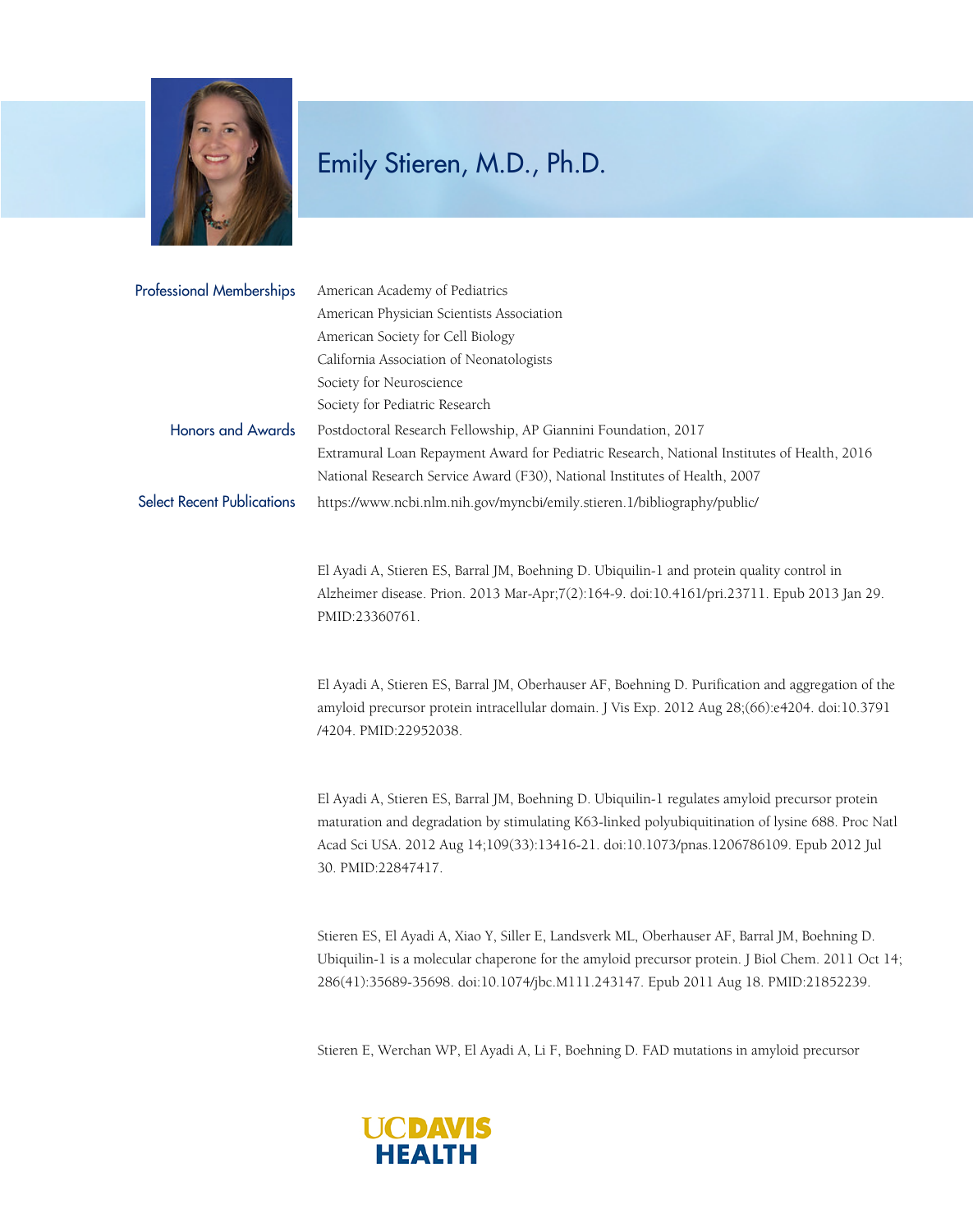# Emily Stieren, M.D., Ph.D.

**Professional Memberships**

American Academy of Pediatrics
American Physician Scientists Association
American Society for Cell Biology
California Association of Neonatologists
Society for Neuroscience
Society for Pediatric Research

**Honors and Awards**

Postdoctoral Research Fellowship, AP Giannini Foundation, 2017
Extramural Loan Repayment Award for Pediatric Research, National Institutes of Health, 2016
National Research Service Award (F30), National Institutes of Health, 2007

**Select Recent Publications**

https://www.ncbi.nlm.nih.gov/myncbi/emily.stieren.1/bibliography/public/

El Ayadi A, Stieren ES, Barral JM, Boehning D. Ubiquilin-1 and protein quality control in Alzheimer disease. Prion. 2013 Mar-Apr;7(2):164-9. doi:10.4161/pri.23711. Epub 2013 Jan 29. PMID:23360761.

El Ayadi A, Stieren ES, Barral JM, Oberhauser AF, Boehning D. Purification and aggregation of the amyloid precursor protein intracellular domain. J Vis Exp. 2012 Aug 28;(66):e4204. doi:10.3791/4204. PMID:22952038.

El Ayadi A, Stieren ES, Barral JM, Boehning D. Ubiquilin-1 regulates amyloid precursor protein maturation and degradation by stimulating K63-linked polyubiquitination of lysine 688. Proc Natl Acad Sci USA. 2012 Aug 14;109(33):13416-21. doi:10.1073/pnas.1206786109. Epub 2012 Jul 30. PMID:22847417.

Stieren ES, El Ayadi A, Xiao Y, Siller E, Landsverk ML, Oberhauser AF, Barral JM, Boehning D. Ubiquilin-1 is a molecular chaperone for the amyloid precursor protein. J Biol Chem. 2011 Oct 14;286(41):35689-35698. doi:10.1074/jbc.M111.243147. Epub 2011 Aug 18. PMID:21852239.

Stieren E, Werchan WP, El Ayadi A, Li F, Boehning D. FAD mutations in amyloid precursor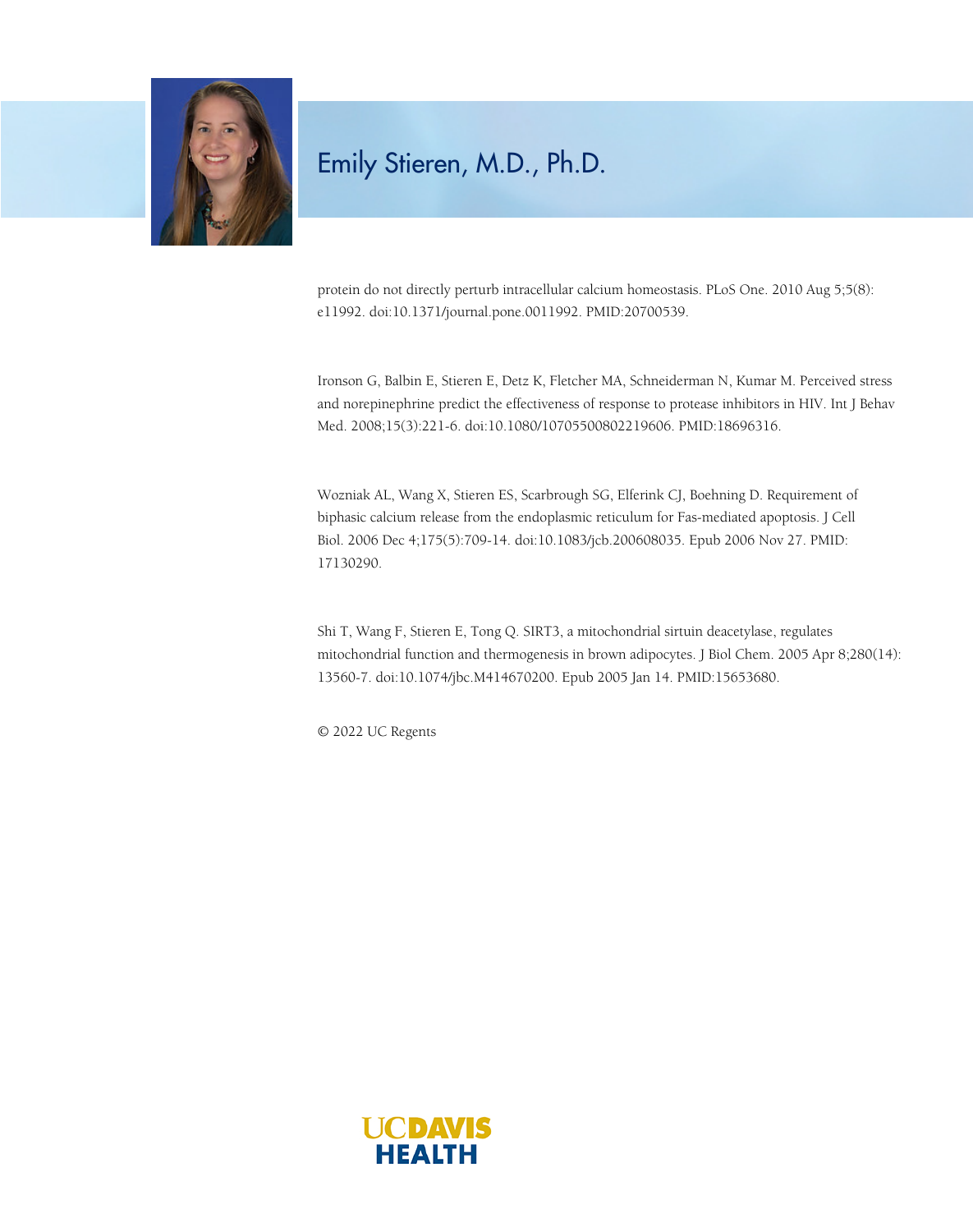protein do not directly perturb intracellular calcium homeostasis. PLoS One. 2010 Aug 5;5(8): e11992. doi:10.1371/journal.pone.0011992. PMID:20700539.

Ironson G, Balbin E, Stieren E, Detz K, Fletcher MA, Schneiderman N, Kumar M. Perceived stress and norepinephrine predict the effectiveness of response to protease inhibitors in HIV. Int J Behav Med. 2008;15(3):221-6. doi:10.1080/10705500802219606. PMID:18696316.

Wozniak AL, Wang X, Stieren ES, Scarbrough SG, Elferink CJ, Boehning D. Requirement of biphasic calcium release from the endoplasmic reticulum for Fas-mediated apoptosis. J Cell Biol. 2006 Dec 4;175(5):709-14. doi:10.1083/jcb.200608035. Epub 2006 Nov 27. PMID: 17130290.

Shi T, Wang F, Stieren E, Tong Q. SIRT3, a mitochondrial sirtuin deacetylase, regulates mitochondrial function and thermogenesis in brown adipocytes. J Biol Chem. 2005 Apr 8;280(14): 13560-7. doi:10.1074/jbc.M414670200. Epub 2005 Jan 14. PMID:15653680.

© 2022 UC Regents